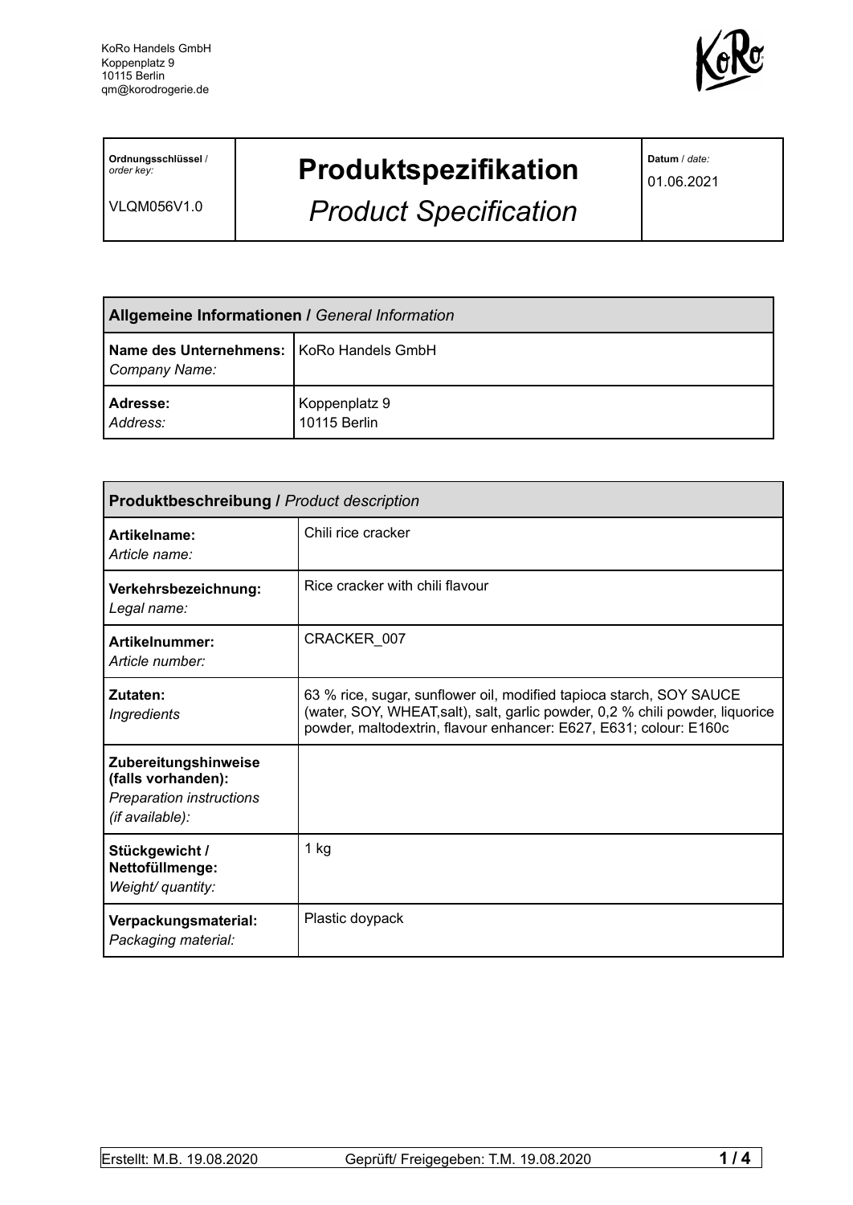KoRo Handels GmbH
Koppenplatz 9
10115 Berlin
qm@korodrogerie.de

| **Ordnungsschlüssel** / *order key:* VLQM056V1.0 | **Produktspezifikation** *Product Specification* | **Datum** / *date:* 01.06.2021 |
|---|---|---|

| **Allgemeine Informationen /** *General Information* | |
|---|---|
| **Name des Unternehmens:** *Company Name:* | KoRo Handels GmbH |
| **Adresse:** *Address:* | Koppenplatz 9 10115 Berlin |

| **Produktbeschreibung /** *Product description* | |
|---|---|
| **Artikelname:** *Article name:* | Chili rice cracker |
| **Verkehrsbezeichnung:** *Legal name:* | Rice cracker with chili flavour |
| **Artikelnummer:** *Article number:* | CRACKER_007 |
| **Zutaten:** *Ingredients* | 63 % rice, sugar, sunflower oil, modified tapioca starch, SOY SAUCE (water, SOY, WHEAT,salt), salt, garlic powder, 0,2 % chili powder, liquorice powder, maltodextrin, flavour enhancer: E627, E631; colour: E160c |
| **Zubereitungshinweise (falls vorhanden):** *Preparation instructions (if available):* | |
| **Stückgewicht / Nettofüllmenge:** *Weight/ quantity:* | 1 kg |
| **Verpackungsmaterial:** *Packaging material:* | Plastic doypack |

Erstellt: M.B. 19.08.2020 Geprüft/ Freigegeben: T.M. 19.08.2020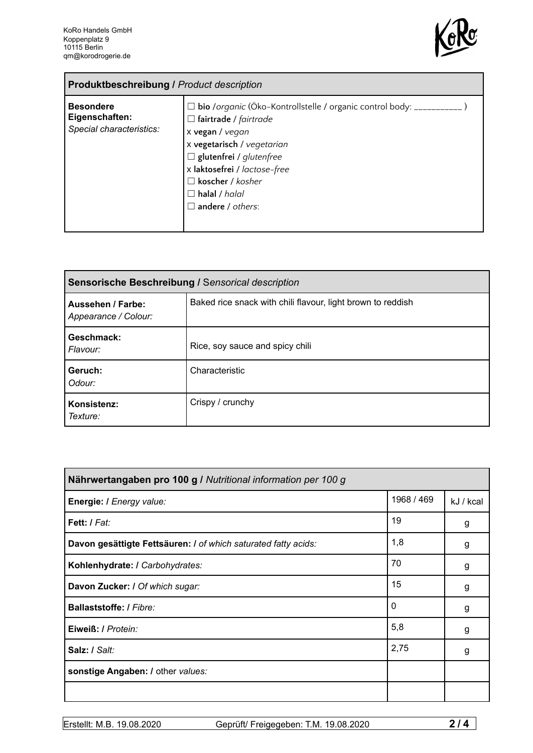| **Produktbeschreibung /** *Product description* | |
|---|---|
| **Besondere Eigenschaften:** *Special characteristics:* | ☐ **bio** /*organic* (Öko-Kontrollstelle / organic control body: ___________ )<br>☐ **fairtrade** / *fairtrade*<br>x **vegan** / *vegan*<br>x **vegetarisch** / *vegetarian*<br>☐ **glutenfrei** / *glutenfree*<br>x **laktosefrei** / *lactose-free*<br>☐ **koscher** / *kosher*<br>☐ **halal** / *halal*<br>☐ **andere** / *others*: |

| **Sensorische Beschreibung /** *Sensorical description* | |
|---|---|
| **Aussehen / Farbe:** *Appearance / Colour:* | Baked rice snack with chili flavour, light brown to reddish |
| **Geschmack:** *Flavour:* | Rice, soy sauce and spicy chili |
| **Geruch:** *Odour:* | Characteristic |
| **Konsistenz:** *Texture:* | Crispy / crunchy |

| **Nährwertangaben pro 100 g /** *Nutritional information per 100 g* | | |
|---|---|---|
| **Energie: /** *Energy value:* | 1968 / 469 | kJ / kcal |
| **Fett: /** *Fat:* | 19 | g |
| **Davon gesättigte Fettsäuren: /** *of which saturated fatty acids:* | 1,8 | g |
| **Kohlenhydrate: /** *Carbohydrates:* | 70 | g |
| **Davon Zucker: /** *Of which sugar:* | 15 | g |
| **Ballaststoffe: /** *Fibre:* | 0 | g |
| **Eiweiß: /** *Protein:* | 5,8 | g |
| **Salz: /** *Salt:* | 2,75 | g |
| **sonstige Angaben: /** other *values:* | | |
| | | |

Erstellt: M.B. 19.08.2020 Geprüft/ Freigegeben: T.M. 19.08.2020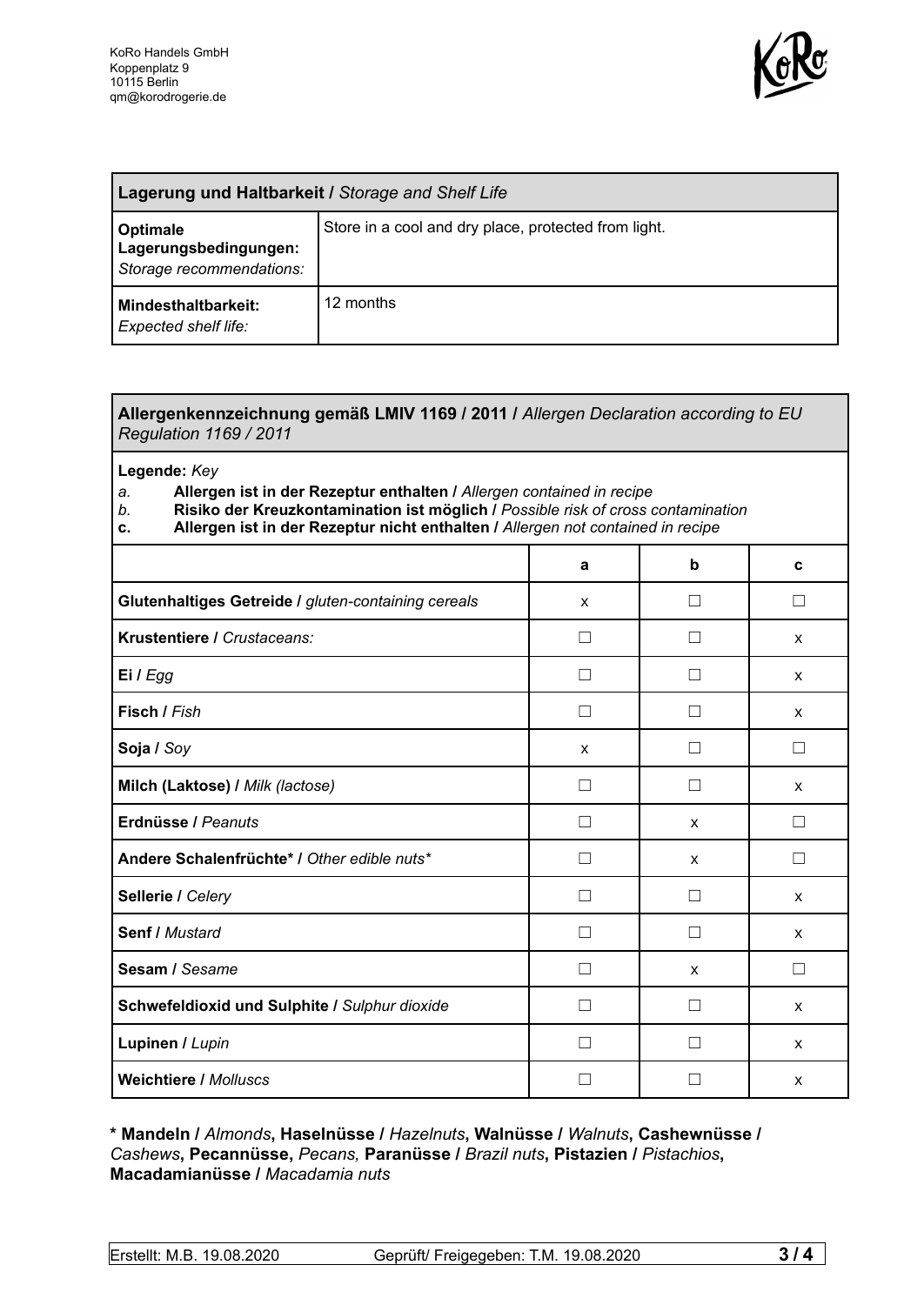KoRo Handels GmbH
Koppenplatz 9
10115 Berlin
qm@korodrogerie.de

| **Lagerung und Haltbarkeit /** *Storage and Shelf Life* | |
|---|---|
| **Optimale Lagerungsbedingungen:** *Storage recommendations:* | Store in a cool and dry place, protected from light. |
| **Mindesthaltbarkeit:** *Expected shelf life:* | 12 months |

**Allergenkennzeichnung gemäß LMIV 1169 / 2011 /** *Allergen Declaration according to EU Regulation 1169 / 2011*

**Legende:** *Key*

*a.* **Allergen ist in der Rezeptur enthalten /** *Allergen contained in recipe*
*b.* **Risiko der Kreuzkontamination ist möglich /** *Possible risk of cross contamination*
**c.** **Allergen ist in der Rezeptur nicht enthalten /** *Allergen not contained in recipe*

| | a | b | c |
|---|---|---|---|
| **Glutenhaltiges Getreide /** *gluten-containing cereals* | x | ☐ | ☐ |
| **Krustentiere /** *Crustaceans:* | ☐ | ☐ | x |
| **Ei /** *Egg* | ☐ | ☐ | x |
| **Fisch /** *Fish* | ☐ | ☐ | x |
| **Soja /** *Soy* | x | ☐ | ☐ |
| **Milch (Laktose) /** *Milk (lactose)* | ☐ | ☐ | x |
| **Erdnüsse /** *Peanuts* | ☐ | x | ☐ |
| **Andere Schalenfrüchte* /** *Other edible nuts** | ☐ | x | ☐ |
| **Sellerie /** *Celery* | ☐ | ☐ | x |
| **Senf /** *Mustard* | ☐ | ☐ | x |
| **Sesam /** *Sesame* | ☐ | x | ☐ |
| **Schwefeldioxid und Sulphite /** *Sulphur dioxide* | ☐ | ☐ | x |
| **Lupinen /** *Lupin* | ☐ | ☐ | x |
| **Weichtiere /** *Molluscs* | ☐ | ☐ | x |

**\* Mandeln /** *Almonds***, Haselnüsse /** *Hazelnuts***, Walnüsse /** *Walnuts***, Cashewnüsse /** *Cashews***, Pecannüsse,** *Pecans,* **Paranüsse /** *Brazil nuts***, Pistazien /** *Pistachios***, Macadamianüsse /** *Macadamia nuts*

Erstellt: M.B. 19.08.2020 | Geprüft/ Freigegeben: T.M. 19.08.2020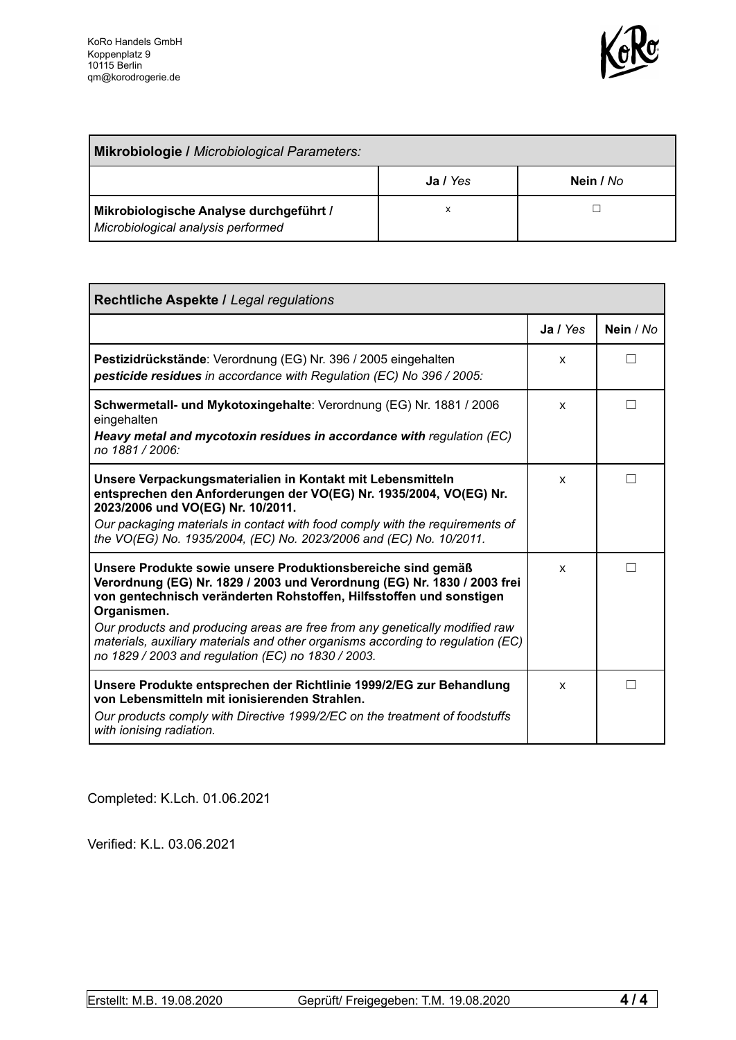KoRo Handels GmbH
Koppenplatz 9
10115 Berlin
qm@korodrogerie.de

| **Mikrobiologie /** *Microbiological Parameters:* | | |
|---|---|---|
| | **Ja /** *Yes* | **Nein /** *No* |
| **Mikrobiologische Analyse durchgeführt /** *Microbiological analysis performed* | x | ☐ |

| **Rechtliche Aspekte /** *Legal regulations* | | |
|---|---|---|
| | **Ja /** *Yes* | **Nein** / *No* |
| **Pestizidrückstände**: Verordnung (EG) Nr. 396 / 2005 eingehalten ***pesticide residues*** *in accordance with Regulation (EC) No 396 / 2005:* | x | ☐ |
| **Schwermetall- und Mykotoxingehalte**: Verordnung (EG) Nr. 1881 / 2006 eingehalten ***Heavy metal and mycotoxin residues in accordance with*** *regulation (EC) no 1881 / 2006:* | x | ☐ |
| **Unsere Verpackungsmaterialien in Kontakt mit Lebensmitteln entsprechen den Anforderungen der VO(EG) Nr. 1935/2004, VO(EG) Nr. 2023/2006 und VO(EG) Nr. 10/2011.** *Our packaging materials in contact with food comply with the requirements of the VO(EG) No. 1935/2004, (EC) No. 2023/2006 and (EC) No. 10/2011.* | x | ☐ |
| **Unsere Produkte sowie unsere Produktionsbereiche sind gemäß Verordnung (EG) Nr. 1829 / 2003 und Verordnung (EG) Nr. 1830 / 2003 frei von gentechnisch veränderten Rohstoffen, Hilfsstoffen und sonstigen Organismen.** *Our products and producing areas are free from any genetically modified raw materials, auxiliary materials and other organisms according to regulation (EC) no 1829 / 2003 and regulation (EC) no 1830 / 2003.* | x | ☐ |
| **Unsere Produkte entsprechen der Richtlinie 1999/2/EG zur Behandlung von Lebensmitteln mit ionisierenden Strahlen.** *Our products comply with Directive 1999/2/EC on the treatment of foodstuffs with ionising radiation.* | x | ☐ |

Completed: K.Lch. 01.06.2021

Verified: K.L. 03.06.2021

Erstellt: M.B. 19.08.2020 | Geprüft/ Freigegeben: T.M. 19.08.2020